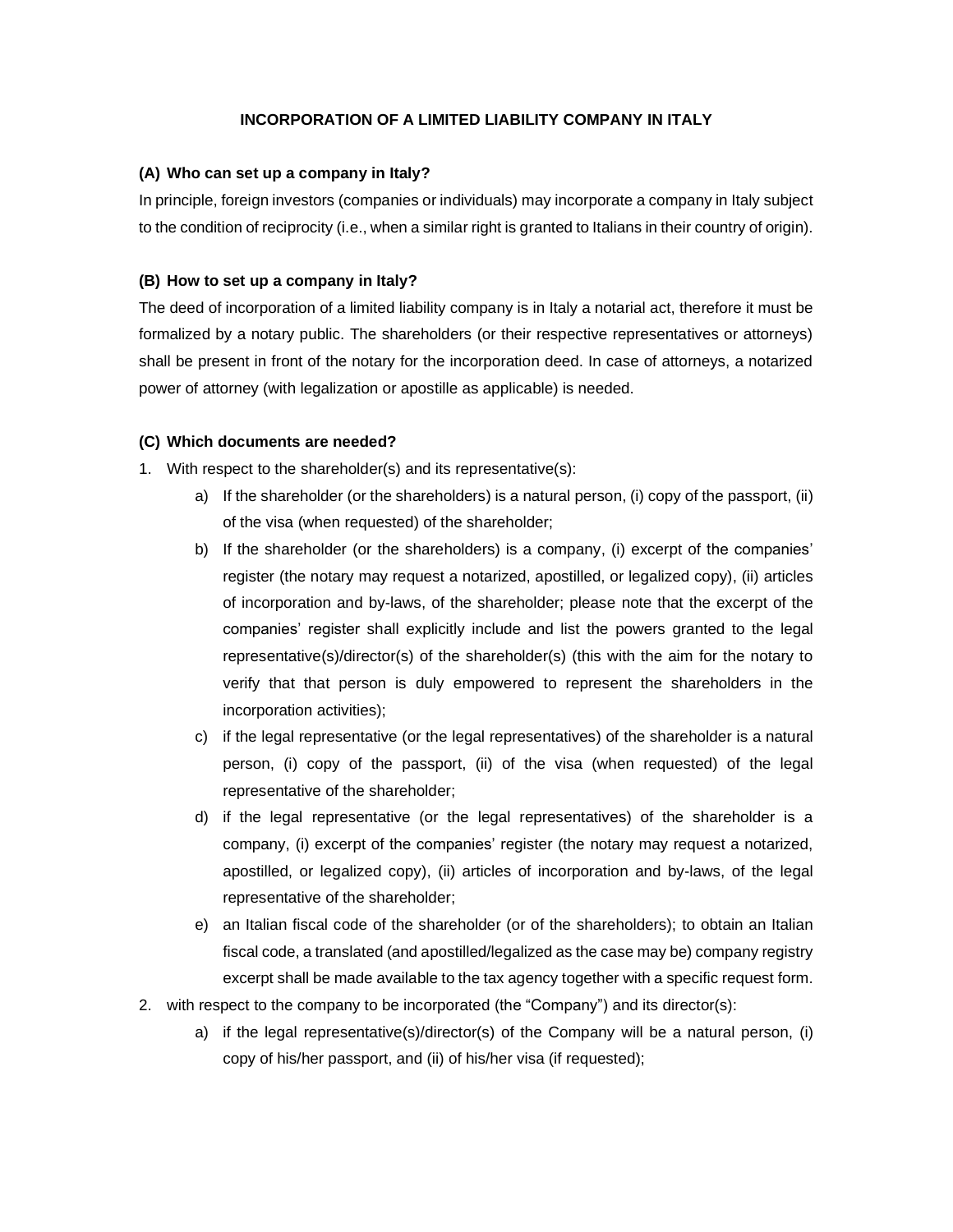# INCORPORATION OF A LIMITED LIABILITY COMPANY IN ITALY

## (A) Who can set up a company in Italy?

In principle, foreign investors (companies or individuals) may incorporate a company in Italy subject to the condition of reciprocity (i.e., when a similar right is granted to Italians in their country of origin).

## (B) How to set up a company in Italy?

The deed of incorporation of a limited liability company is in Italy a notarial act, therefore it must be formalized by a notary public. The shareholders (or their respective representatives or attorneys) shall be present in front of the notary for the incorporation deed. In case of attorneys, a notarized power of attorney (with legalization or apostille as applicable) is needed.

## (C) Which documents are needed?

1. With respect to the shareholder(s) and its representative(s):
   a) If the shareholder (or the shareholders) is a natural person, (i) copy of the passport, (ii) of the visa (when requested) of the shareholder;
   b) If the shareholder (or the shareholders) is a company, (i) excerpt of the companies' register (the notary may request a notarized, apostilled, or legalized copy), (ii) articles of incorporation and by-laws, of the shareholder; please note that the excerpt of the companies' register shall explicitly include and list the powers granted to the legal representative(s)/director(s) of the shareholder(s) (this with the aim for the notary to verify that that person is duly empowered to represent the shareholders in the incorporation activities);
   c) if the legal representative (or the legal representatives) of the shareholder is a natural person, (i) copy of the passport, (ii) of the visa (when requested) of the legal representative of the shareholder;
   d) if the legal representative (or the legal representatives) of the shareholder is a company, (i) excerpt of the companies' register (the notary may request a notarized, apostilled, or legalized copy), (ii) articles of incorporation and by-laws, of the legal representative of the shareholder;
   e) an Italian fiscal code of the shareholder (or of the shareholders); to obtain an Italian fiscal code, a translated (and apostilled/legalized as the case may be) company registry excerpt shall be made available to the tax agency together with a specific request form.
2. with respect to the company to be incorporated (the "Company") and its director(s):
   a) if the legal representative(s)/director(s) of the Company will be a natural person, (i) copy of his/her passport, and (ii) of his/her visa (if requested);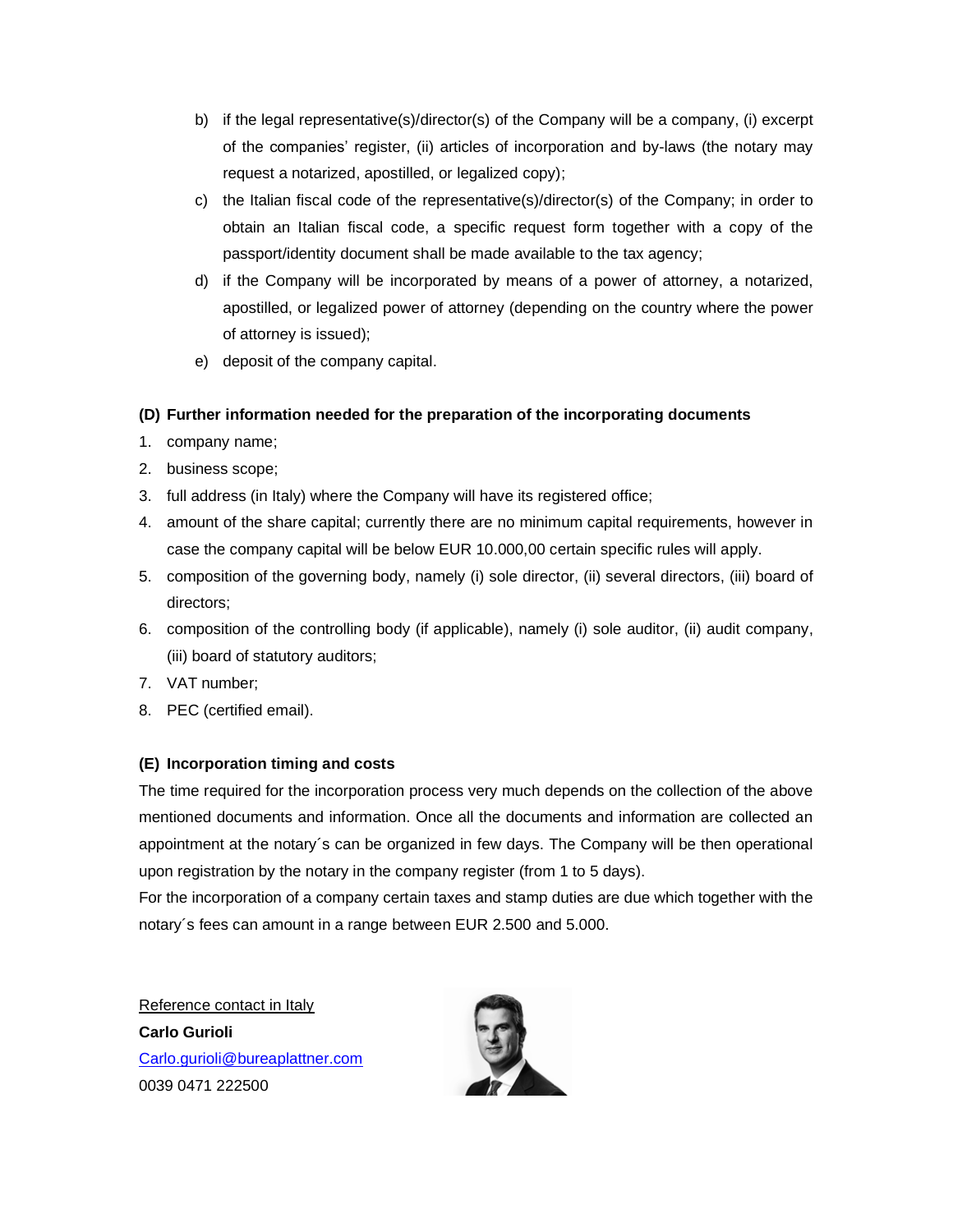b) if the legal representative(s)/director(s) of the Company will be a company, (i) excerpt of the companies' register, (ii) articles of incorporation and by-laws (the notary may request a notarized, apostilled, or legalized copy);

c) the Italian fiscal code of the representative(s)/director(s) of the Company; in order to obtain an Italian fiscal code, a specific request form together with a copy of the passport/identity document shall be made available to the tax agency;

d) if the Company will be incorporated by means of a power of attorney, a notarized, apostilled, or legalized power of attorney (depending on the country where the power of attorney is issued);

e) deposit of the company capital.

**(D) Further information needed for the preparation of the incorporating documents**

1. company name;
2. business scope;
3. full address (in Italy) where the Company will have its registered office;
4. amount of the share capital; currently there are no minimum capital requirements, however in case the company capital will be below EUR 10.000,00 certain specific rules will apply.
5. composition of the governing body, namely (i) sole director, (ii) several directors, (iii) board of directors;
6. composition of the controlling body (if applicable), namely (i) sole auditor, (ii) audit company, (iii) board of statutory auditors;
7. VAT number;
8. PEC (certified email).

**(E) Incorporation timing and costs**

The time required for the incorporation process very much depends on the collection of the above mentioned documents and information. Once all the documents and information are collected an appointment at the notary´s can be organized in few days. The Company will be then operational upon registration by the notary in the company register (from 1 to 5 days).

For the incorporation of a company certain taxes and stamp duties are due which together with the notary´s fees can amount in a range between EUR 2.500 and 5.000.

Reference contact in Italy

**Carlo Gurioli**

Carlo.gurioli@bureaplattner.com

0039 0471 222500